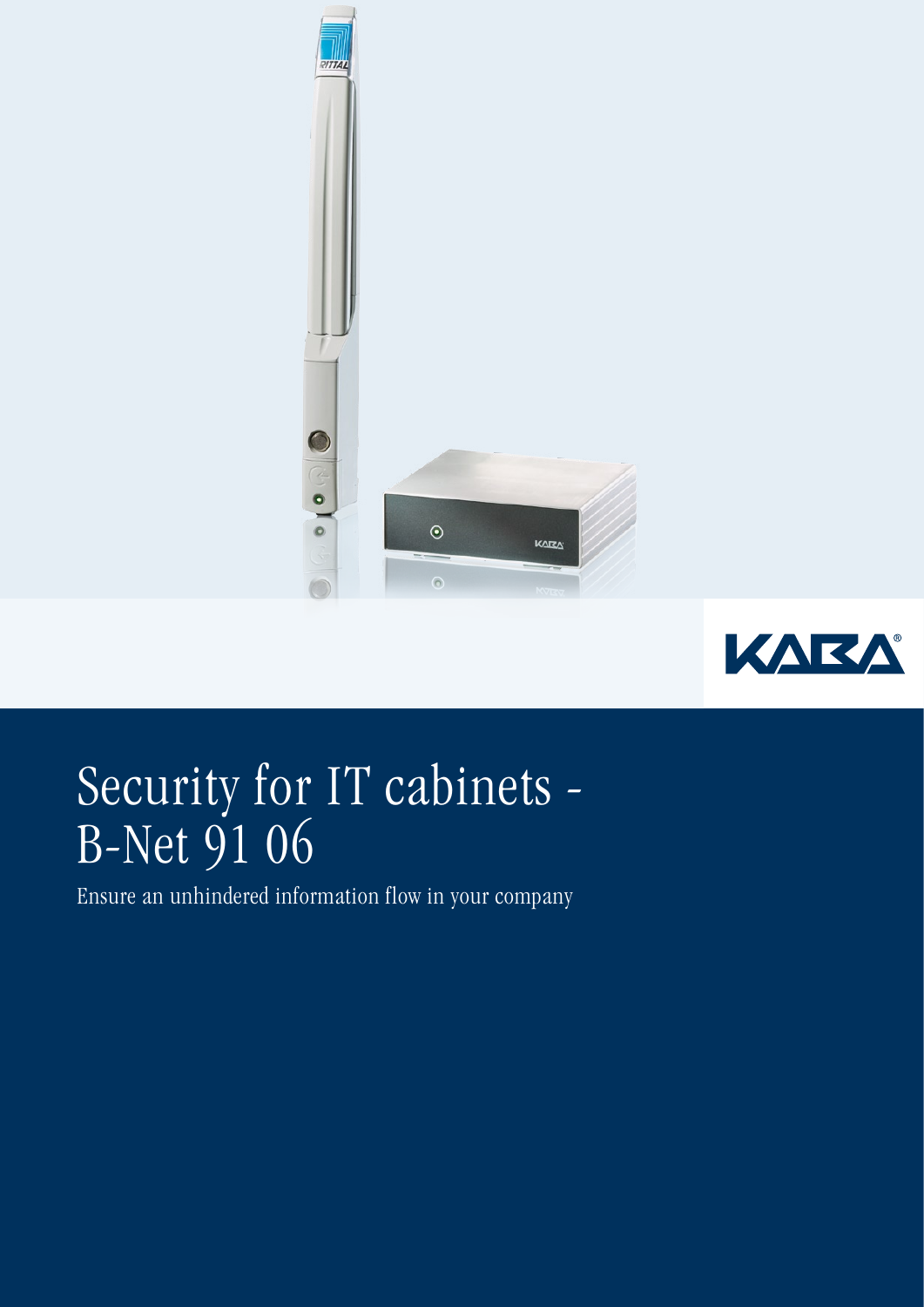# Security for IT cabinets - B-Net 91 06

Ensure an unhindered information flow in your company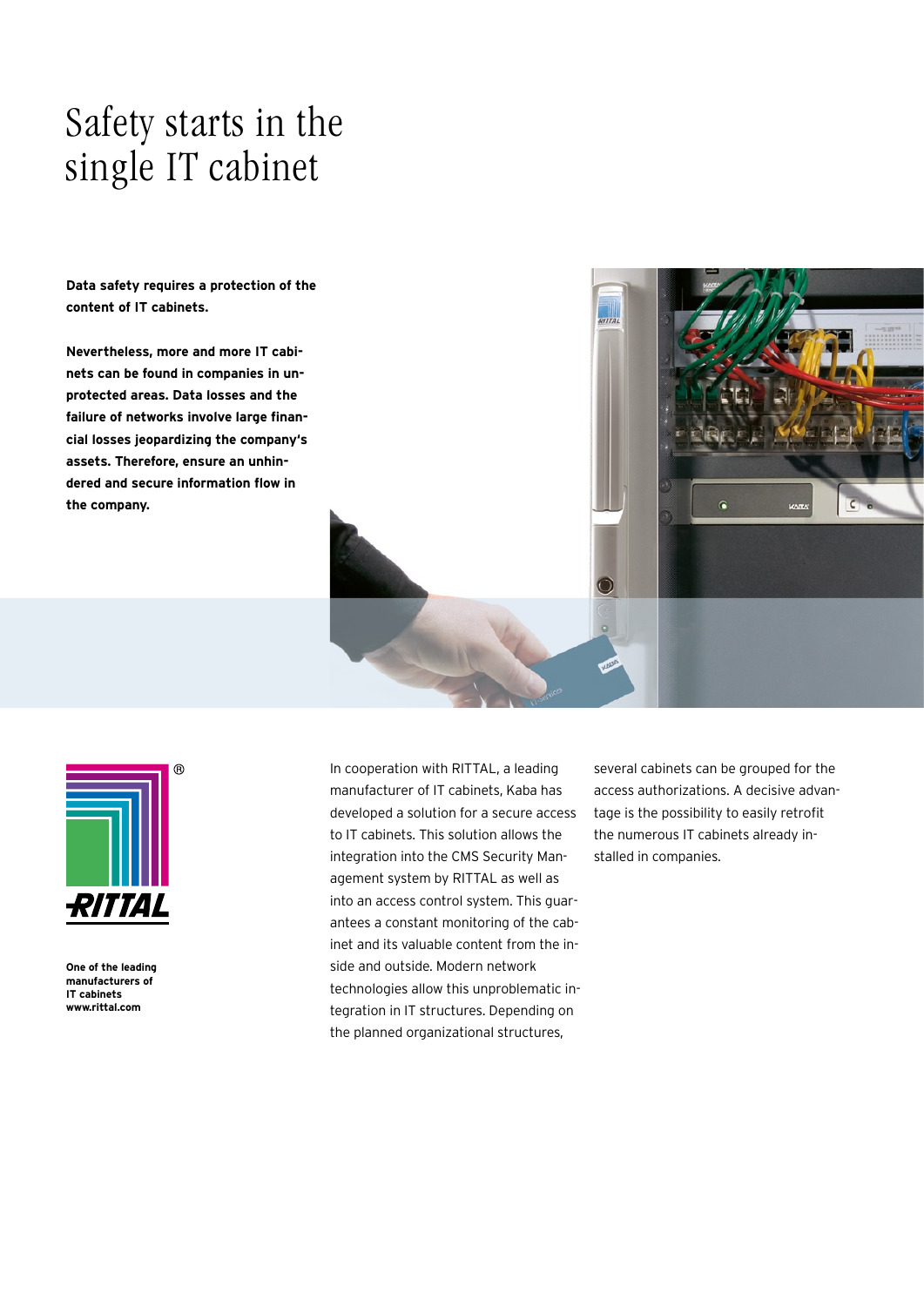# Safety starts in the single IT cabinet

**Data safety requires a protection of the content of IT cabinets.**

**Nevertheless, more and more IT cabinets can be found in companies in unprotected areas. Data losses and the failure of networks involve large financial losses jeopardizing the company's assets. Therefore, ensure an unhindered and secure information flow in the company.**

**One of the leading manufacturers of IT cabinets**
**www.rittal.com**

In cooperation with RITTAL, a leading manufacturer of IT cabinets, Kaba has developed a solution for a secure access to IT cabinets. This solution allows the integration into the CMS Security Management system by RITTAL as well as into an access control system. This guarantees a constant monitoring of the cabinet and its valuable content from the inside and outside. Modern network technologies allow this unproblematic integration in IT structures. Depending on the planned organizational structures, several cabinets can be grouped for the access authorizations. A decisive advantage is the possibility to easily retrofit the numerous IT cabinets already installed in companies.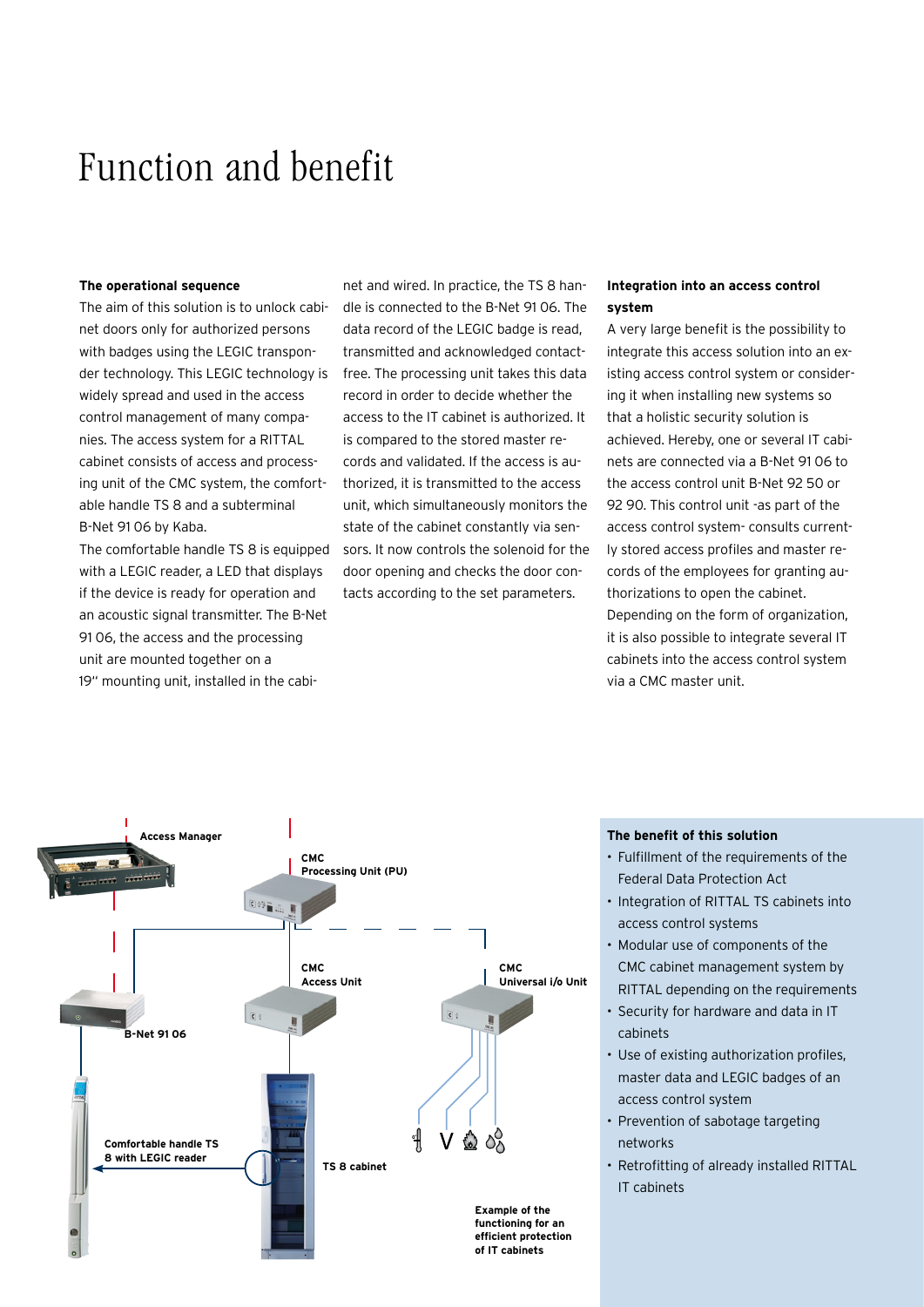# Function and benefit

**The operational sequence**

The aim of this solution is to unlock cabinet doors only for authorized persons with badges using the LEGIC transponder technology. This LEGIC technology is widely spread and used in the access control management of many companies. The access system for a RITTAL cabinet consists of access and processing unit of the CMC system, the comfortable handle TS 8 and a subterminal B-Net 91 06 by Kaba.

The comfortable handle TS 8 is equipped with a LEGIC reader, a LED that displays if the device is ready for operation and an acoustic signal transmitter. The B-Net 91 06, the access and the processing unit are mounted together on a 19" mounting unit, installed in the cabinet and wired. In practice, the TS 8 handle is connected to the B-Net 91 06. The data record of the LEGIC badge is read, transmitted and acknowledged contact-free. The processing unit takes this data record in order to decide whether the access to the IT cabinet is authorized. It is compared to the stored master records and validated. If the access is authorized, it is transmitted to the access unit, which simultaneously monitors the state of the cabinet constantly via sensors. It now controls the solenoid for the door opening and checks the door contacts according to the set parameters.

**Integration into an access control system**

A very large benefit is the possibility to integrate this access solution into an existing access control system or considering it when installing new systems so that a holistic security solution is achieved. Hereby, one or several IT cabinets are connected via a B-Net 91 06 to the access control unit B-Net 92 50 or 92 90. This control unit -as part of the access control system- consults currently stored access profiles and master records of the employees for granting authorizations to open the cabinet. Depending on the form of organization, it is also possible to integrate several IT cabinets into the access control system via a CMC master unit.

Access Manager

CMC Processing Unit (PU)

CMC Access Unit

CMC Universal i/o Unit

B-Net 91 06

Comfortable handle TS 8 with LEGIC reader

TS 8 cabinet

Example of the functioning for an efficient protection of IT cabinets

**The benefit of this solution**

- Fulfillment of the requirements of the Federal Data Protection Act
- Integration of RITTAL TS cabinets into access control systems
- Modular use of components of the CMC cabinet management system by RITTAL depending on the requirements
- Security for hardware and data in IT cabinets
- Use of existing authorization profiles, master data and LEGIC badges of an access control system
- Prevention of sabotage targeting networks
- Retrofitting of already installed RITTAL IT cabinets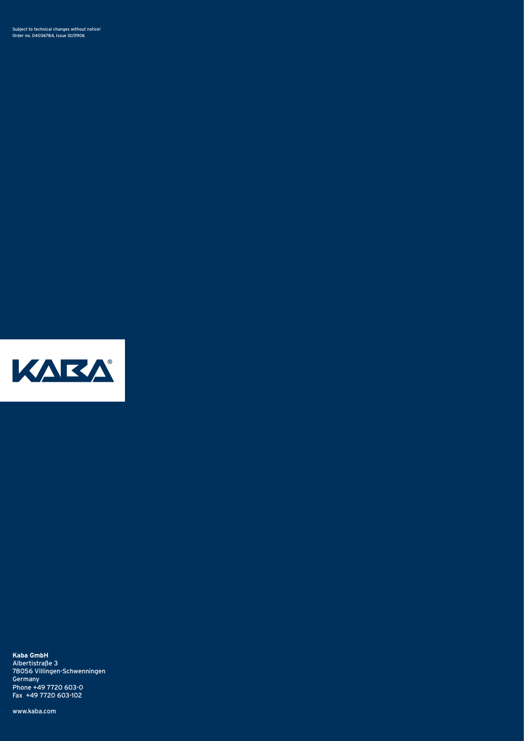Subject to technical changes without notice!
Order no. 04036784, Issue St/0906

KABA®

**Kaba GmbH**
Albertistraße 3
78056 Villingen-Schwenningen
Germany
Phone +49 7720 603-0
Fax +49 7720 603-102

www.kaba.com